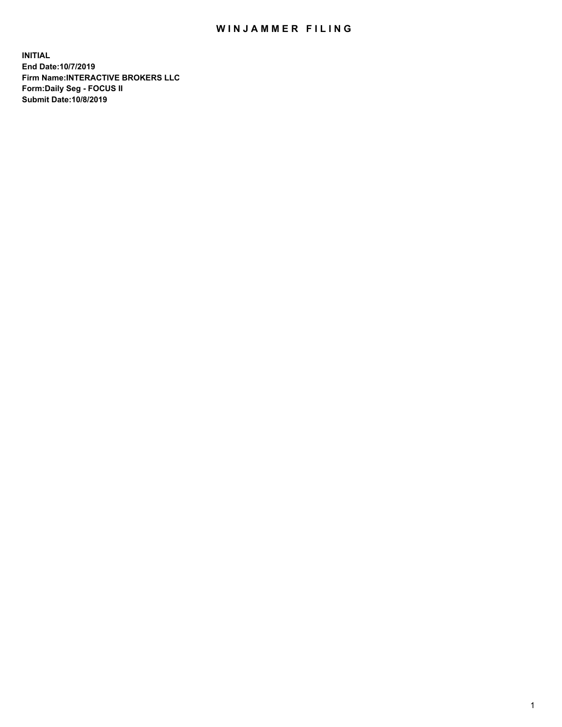# WINJAMMER FILING

**INITIAL**
**End Date:10/7/2019**
**Firm Name:INTERACTIVE BROKERS LLC**
**Form:Daily Seg - FOCUS II**
**Submit Date:10/8/2019**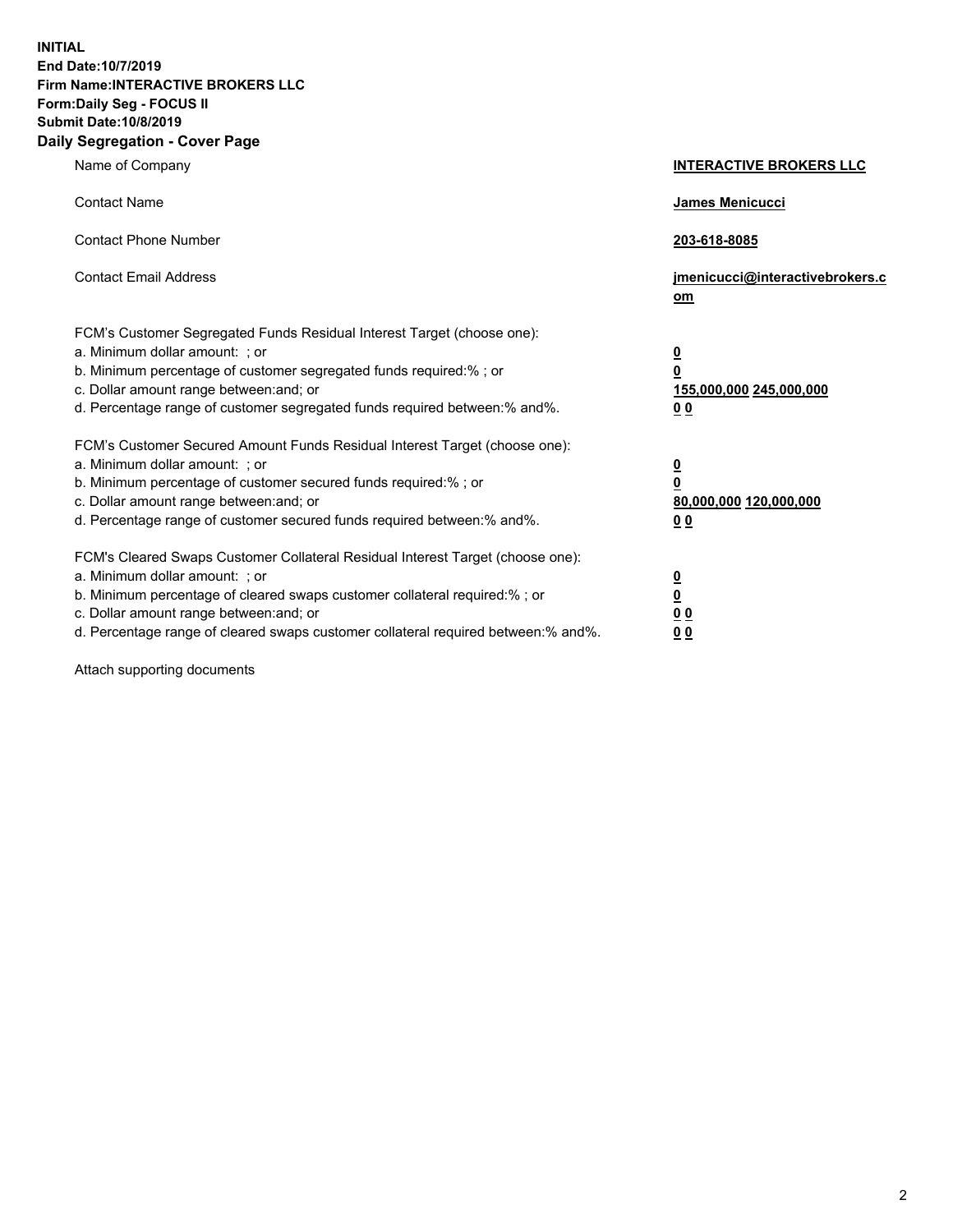**INITIAL**
**End Date:10/7/2019**
**Firm Name:INTERACTIVE BROKERS LLC**
**Form:Daily Seg - FOCUS II**
**Submit Date:10/8/2019**
**Daily Segregation - Cover Page**

| | |
|---|---|
| Name of Company | **INTERACTIVE BROKERS LLC** |
| Contact Name | **James Menicucci** |
| Contact Phone Number | **203-618-8085** |
| Contact Email Address | **jmenicucci@interactivebrokers.com** |

FCM's Customer Segregated Funds Residual Interest Target (choose one):

| | |
|---|---|
| a. Minimum dollar amount: ; or | **0** |
| b. Minimum percentage of customer segregated funds required:% ; or | **0** |
| c. Dollar amount range between:and; or | **155,000,000 245,000,000** |
| d. Percentage range of customer segregated funds required between:% and%. | **0 0** |

FCM's Customer Secured Amount Funds Residual Interest Target (choose one):

| | |
|---|---|
| a. Minimum dollar amount: ; or | **0** |
| b. Minimum percentage of customer secured funds required:% ; or | **0** |
| c. Dollar amount range between:and; or | **80,000,000 120,000,000** |
| d. Percentage range of customer secured funds required between:% and%. | **0 0** |

FCM's Cleared Swaps Customer Collateral Residual Interest Target (choose one):

| | |
|---|---|
| a. Minimum dollar amount: ; or | **0** |
| b. Minimum percentage of cleared swaps customer collateral required:% ; or | **0** |
| c. Dollar amount range between:and; or | **0 0** |
| d. Percentage range of cleared swaps customer collateral required between:% and%. | **0 0** |

Attach supporting documents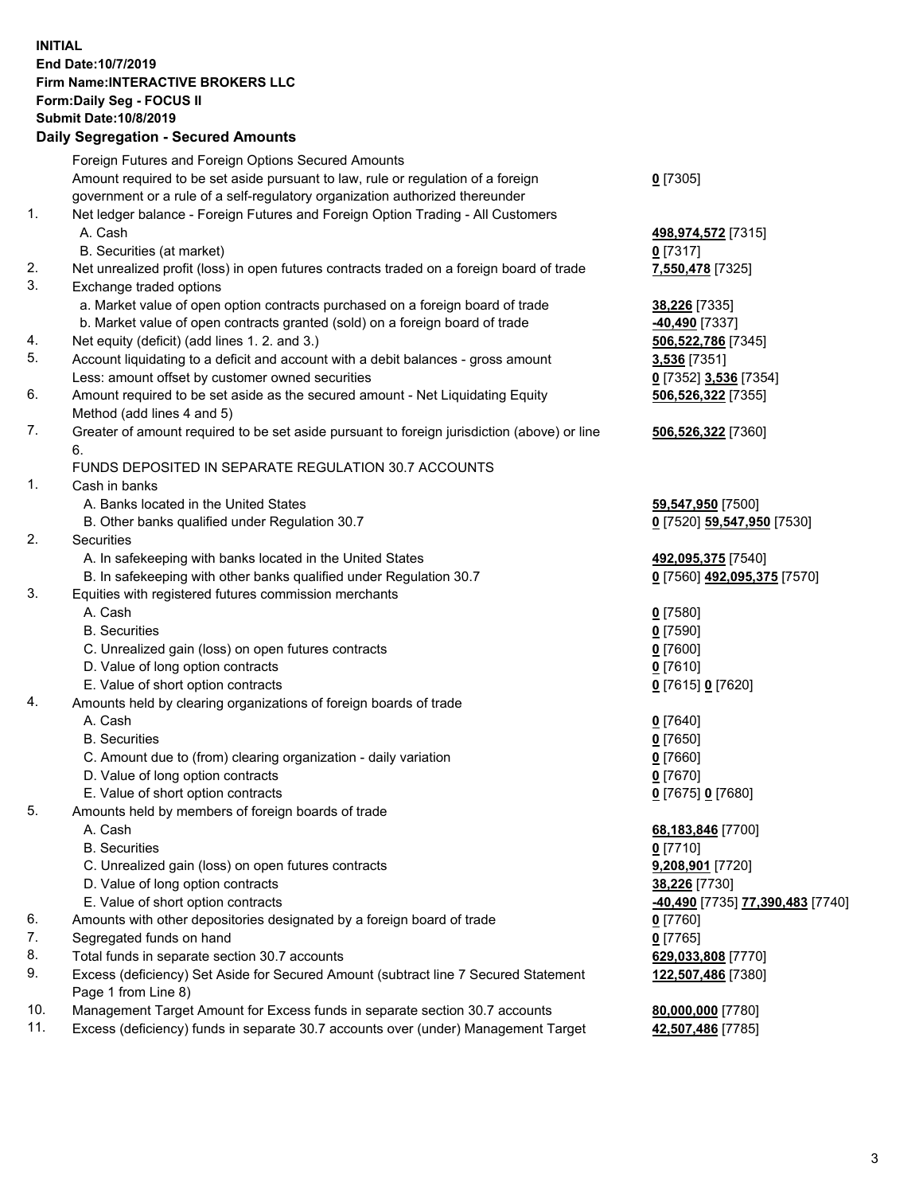**INITIAL**
**End Date:10/7/2019**
**Firm Name:INTERACTIVE BROKERS LLC**
**Form:Daily Seg - FOCUS II**
**Submit Date:10/8/2019**

## Daily Segregation - Secured Amounts

| | | |
|---|---|---|
| | Foreign Futures and Foreign Options Secured Amounts | |
| | Amount required to be set aside pursuant to law, rule or regulation of a foreign government or a rule of a self-regulatory organization authorized thereunder | **0** [7305] |
| 1. | Net ledger balance - Foreign Futures and Foreign Option Trading - All Customers | |
| | A. Cash | **498,974,572** [7315] |
| | B. Securities (at market) | **0** [7317] |
| 2. | Net unrealized profit (loss) in open futures contracts traded on a foreign board of trade | **7,550,478** [7325] |
| 3. | Exchange traded options | |
| | a. Market value of open option contracts purchased on a foreign board of trade | **38,226** [7335] |
| | b. Market value of open contracts granted (sold) on a foreign board of trade | **-40,490** [7337] |
| 4. | Net equity (deficit) (add lines 1. 2. and 3.) | **506,522,786** [7345] |
| 5. | Account liquidating to a deficit and account with a debit balances - gross amount | **3,536** [7351] |
| | Less: amount offset by customer owned securities | **0** [7352] **3,536** [7354] |
| 6. | Amount required to be set aside as the secured amount - Net Liquidating Equity Method (add lines 4 and 5) | **506,526,322** [7355] |
| 7. | Greater of amount required to be set aside pursuant to foreign jurisdiction (above) or line 6. | **506,526,322** [7360] |
| | FUNDS DEPOSITED IN SEPARATE REGULATION 30.7 ACCOUNTS | |
| 1. | Cash in banks | |
| | A. Banks located in the United States | **59,547,950** [7500] |
| | B. Other banks qualified under Regulation 30.7 | **0** [7520] **59,547,950** [7530] |
| 2. | Securities | |
| | A. In safekeeping with banks located in the United States | **492,095,375** [7540] |
| | B. In safekeeping with other banks qualified under Regulation 30.7 | **0** [7560] **492,095,375** [7570] |
| 3. | Equities with registered futures commission merchants | |
| | A. Cash | **0** [7580] |
| | B. Securities | **0** [7590] |
| | C. Unrealized gain (loss) on open futures contracts | **0** [7600] |
| | D. Value of long option contracts | **0** [7610] |
| | E. Value of short option contracts | **0** [7615] **0** [7620] |
| 4. | Amounts held by clearing organizations of foreign boards of trade | |
| | A. Cash | **0** [7640] |
| | B. Securities | **0** [7650] |
| | C. Amount due to (from) clearing organization - daily variation | **0** [7660] |
| | D. Value of long option contracts | **0** [7670] |
| | E. Value of short option contracts | **0** [7675] **0** [7680] |
| 5. | Amounts held by members of foreign boards of trade | |
| | A. Cash | **68,183,846** [7700] |
| | B. Securities | **0** [7710] |
| | C. Unrealized gain (loss) on open futures contracts | **9,208,901** [7720] |
| | D. Value of long option contracts | **38,226** [7730] |
| | E. Value of short option contracts | **-40,490** [7735] **77,390,483** [7740] |
| 6. | Amounts with other depositories designated by a foreign board of trade | **0** [7760] |
| 7. | Segregated funds on hand | **0** [7765] |
| 8. | Total funds in separate section 30.7 accounts | **629,033,808** [7770] |
| 9. | Excess (deficiency) Set Aside for Secured Amount (subtract line 7 Secured Statement Page 1 from Line 8) | **122,507,486** [7380] |
| 10. | Management Target Amount for Excess funds in separate section 30.7 accounts | **80,000,000** [7780] |
| 11. | Excess (deficiency) funds in separate 30.7 accounts over (under) Management Target | **42,507,486** [7785] |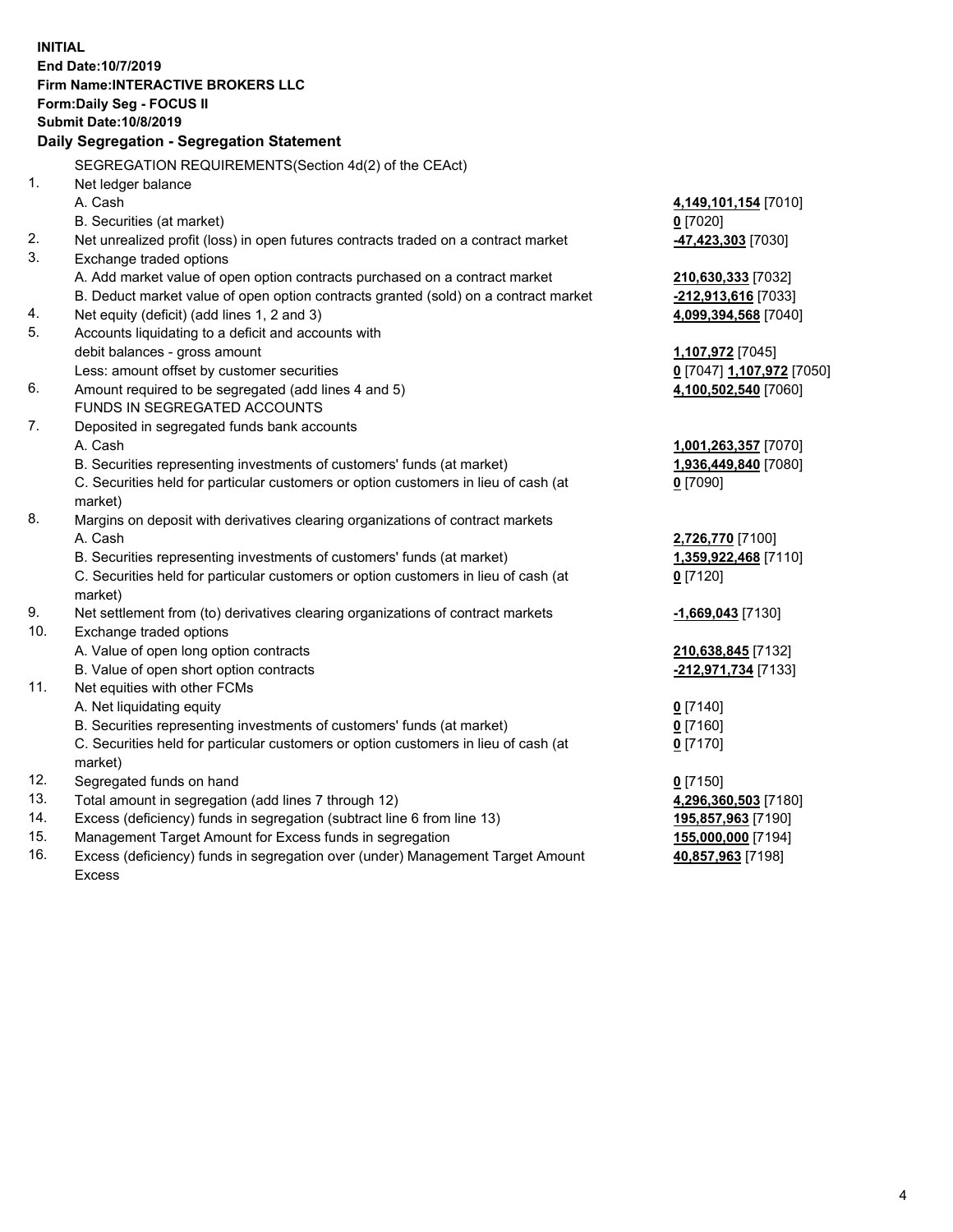**INITIAL**
**End Date:10/7/2019**
**Firm Name:INTERACTIVE BROKERS LLC**
**Form:Daily Seg - FOCUS II**
**Submit Date:10/8/2019**

## Daily Segregation - Segregation Statement

SEGREGATION REQUIREMENTS(Section 4d(2) of the CEAct)

| | | |
|---|---|---|
| 1. | Net ledger balance | |
| | A. Cash | **4,149,101,154** [7010] |
| | B. Securities (at market) | **0** [7020] |
| 2. | Net unrealized profit (loss) in open futures contracts traded on a contract market | **-47,423,303** [7030] |
| 3. | Exchange traded options | |
| | A. Add market value of open option contracts purchased on a contract market | **210,630,333** [7032] |
| | B. Deduct market value of open option contracts granted (sold) on a contract market | **-212,913,616** [7033] |
| 4. | Net equity (deficit) (add lines 1, 2 and 3) | **4,099,394,568** [7040] |
| 5. | Accounts liquidating to a deficit and accounts with | |
| | debit balances - gross amount | **1,107,972** [7045] |
| | Less: amount offset by customer securities | **0** [7047] **1,107,972** [7050] |
| 6. | Amount required to be segregated (add lines 4 and 5) | **4,100,502,540** [7060] |
| | FUNDS IN SEGREGATED ACCOUNTS | |
| 7. | Deposited in segregated funds bank accounts | |
| | A. Cash | **1,001,263,357** [7070] |
| | B. Securities representing investments of customers' funds (at market) | **1,936,449,840** [7080] |
| | C. Securities held for particular customers or option customers in lieu of cash (at market) | **0** [7090] |
| 8. | Margins on deposit with derivatives clearing organizations of contract markets | |
| | A. Cash | **2,726,770** [7100] |
| | B. Securities representing investments of customers' funds (at market) | **1,359,922,468** [7110] |
| | C. Securities held for particular customers or option customers in lieu of cash (at market) | **0** [7120] |
| 9. | Net settlement from (to) derivatives clearing organizations of contract markets | **-1,669,043** [7130] |
| 10. | Exchange traded options | |
| | A. Value of open long option contracts | **210,638,845** [7132] |
| | B. Value of open short option contracts | **-212,971,734** [7133] |
| 11. | Net equities with other FCMs | |
| | A. Net liquidating equity | **0** [7140] |
| | B. Securities representing investments of customers' funds (at market) | **0** [7160] |
| | C. Securities held for particular customers or option customers in lieu of cash (at market) | **0** [7170] |
| 12. | Segregated funds on hand | **0** [7150] |
| 13. | Total amount in segregation (add lines 7 through 12) | **4,296,360,503** [7180] |
| 14. | Excess (deficiency) funds in segregation (subtract line 6 from line 13) | **195,857,963** [7190] |
| 15. | Management Target Amount for Excess funds in segregation | **155,000,000** [7194] |
| 16. | Excess (deficiency) funds in segregation over (under) Management Target Amount Excess | **40,857,963** [7198] |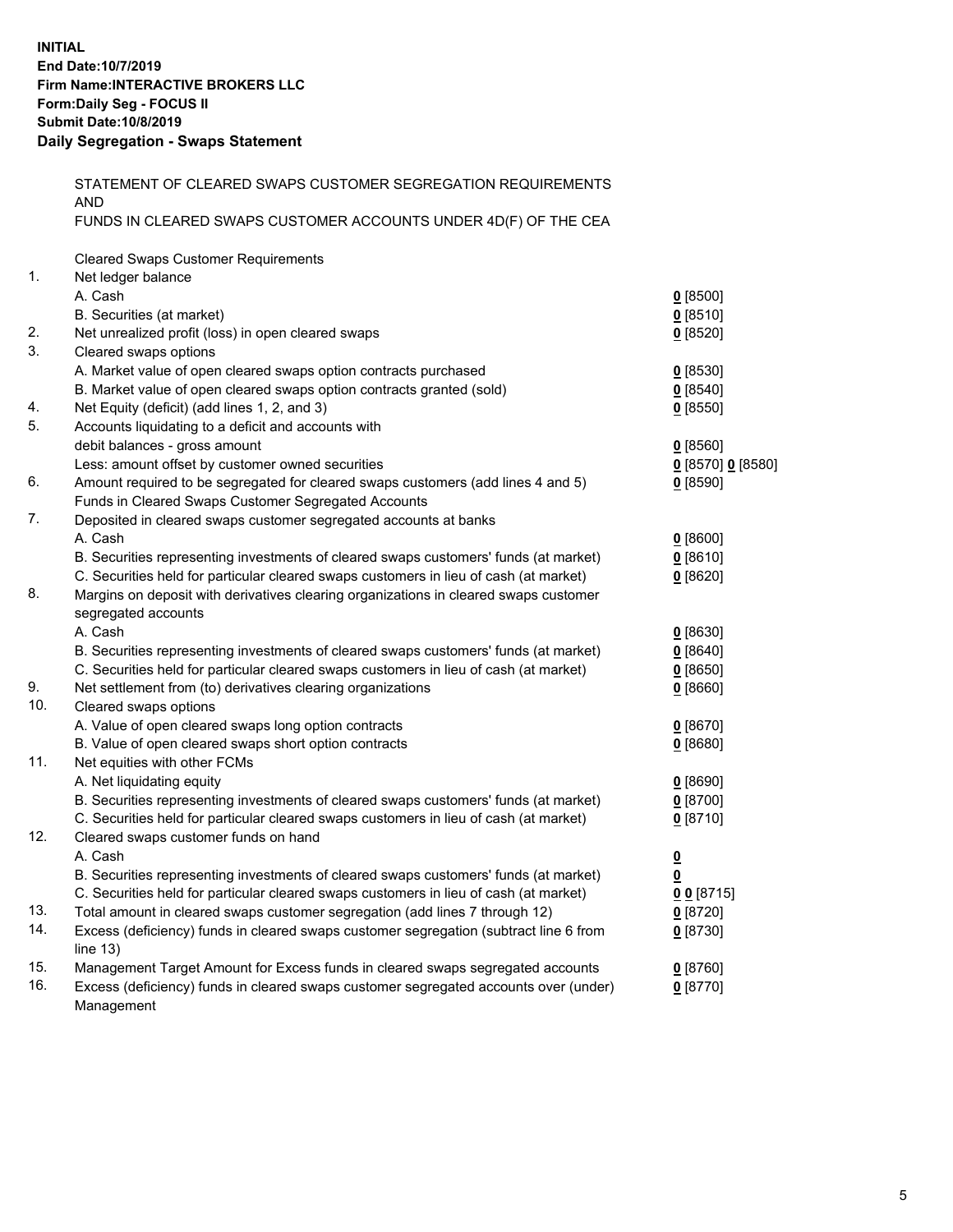**INITIAL**
**End Date:10/7/2019**
**Firm Name:INTERACTIVE BROKERS LLC**
**Form:Daily Seg - FOCUS II**
**Submit Date:10/8/2019**
**Daily Segregation - Swaps Statement**

STATEMENT OF CLEARED SWAPS CUSTOMER SEGREGATION REQUIREMENTS AND FUNDS IN CLEARED SWAPS CUSTOMER ACCOUNTS UNDER 4D(F) OF THE CEA

| | | |
|---|---|---|
| | Cleared Swaps Customer Requirements | |
| 1. | Net ledger balance | |
| | A. Cash | 0 [8500] |
| | B. Securities (at market) | 0 [8510] |
| 2. | Net unrealized profit (loss) in open cleared swaps | 0 [8520] |
| 3. | Cleared swaps options | |
| | A. Market value of open cleared swaps option contracts purchased | 0 [8530] |
| | B. Market value of open cleared swaps option contracts granted (sold) | 0 [8540] |
| 4. | Net Equity (deficit) (add lines 1, 2, and 3) | 0 [8550] |
| 5. | Accounts liquidating to a deficit and accounts with debit balances - gross amount | 0 [8560] |
| | Less: amount offset by customer owned securities | 0 [8570] 0 [8580] |
| 6. | Amount required to be segregated for cleared swaps customers (add lines 4 and 5) | 0 [8590] |
| | Funds in Cleared Swaps Customer Segregated Accounts | |
| 7. | Deposited in cleared swaps customer segregated accounts at banks | |
| | A. Cash | 0 [8600] |
| | B. Securities representing investments of cleared swaps customers' funds (at market) | 0 [8610] |
| | C. Securities held for particular cleared swaps customers in lieu of cash (at market) | 0 [8620] |
| 8. | Margins on deposit with derivatives clearing organizations in cleared swaps customer segregated accounts | |
| | A. Cash | 0 [8630] |
| | B. Securities representing investments of cleared swaps customers' funds (at market) | 0 [8640] |
| | C. Securities held for particular cleared swaps customers in lieu of cash (at market) | 0 [8650] |
| 9. | Net settlement from (to) derivatives clearing organizations | 0 [8660] |
| 10. | Cleared swaps options | |
| | A. Value of open cleared swaps long option contracts | 0 [8670] |
| | B. Value of open cleared swaps short option contracts | 0 [8680] |
| 11. | Net equities with other FCMs | |
| | A. Net liquidating equity | 0 [8690] |
| | B. Securities representing investments of cleared swaps customers' funds (at market) | 0 [8700] |
| | C. Securities held for particular cleared swaps customers in lieu of cash (at market) | 0 [8710] |
| 12. | Cleared swaps customer funds on hand | |
| | A. Cash | 0 |
| | B. Securities representing investments of cleared swaps customers' funds (at market) | 0 |
| | C. Securities held for particular cleared swaps customers in lieu of cash (at market) | 0 0 [8715] |
| 13. | Total amount in cleared swaps customer segregation (add lines 7 through 12) | 0 [8720] |
| 14. | Excess (deficiency) funds in cleared swaps customer segregation (subtract line 6 from line 13) | 0 [8730] |
| 15. | Management Target Amount for Excess funds in cleared swaps segregated accounts | 0 [8760] |
| 16. | Excess (deficiency) funds in cleared swaps customer segregated accounts over (under) Management | 0 [8770] |